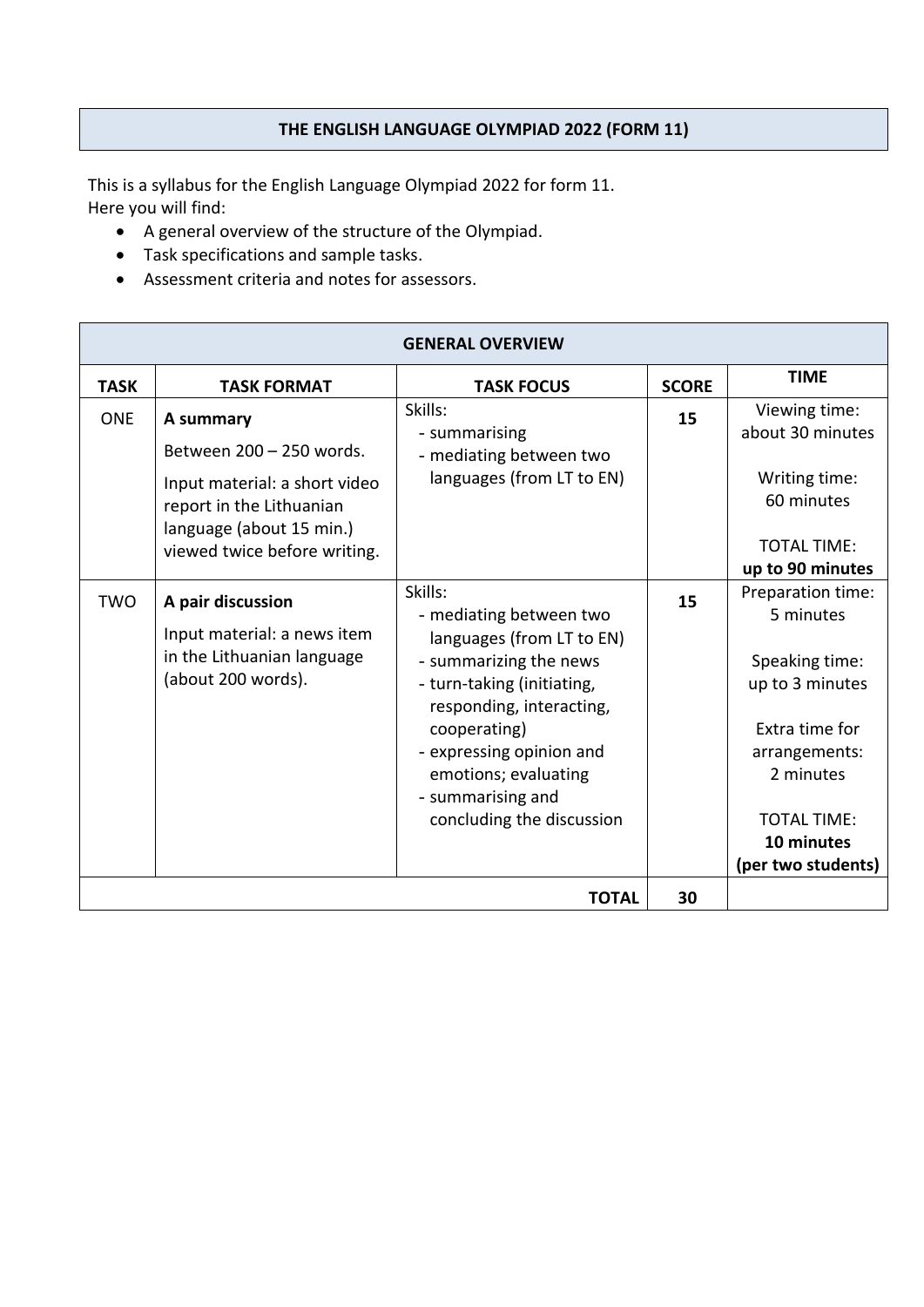# THE ENGLISH LANGUAGE OLYMPIAD 2022 (FORM 11)

This is a syllabus for the English Language Olympiad 2022 for form 11.
Here you will find:

- A general overview of the structure of the Olympiad.
- Task specifications and sample tasks.
- Assessment criteria and notes for assessors.

| GENERAL OVERVIEW | | | | |
|---|---|---|---|---|
| **TASK** | **TASK FORMAT** | **TASK FOCUS** | **SCORE** | **TIME** |
| ONE | **A summary**<br>Between 200 – 250 words.<br>Input material: a short video report in the Lithuanian language (about 15 min.) viewed twice before writing. | Skills:<br>- summarising<br>- mediating between two languages (from LT to EN) | **15** | Viewing time: about 30 minutes<br><br>Writing time: 60 minutes<br><br>TOTAL TIME: **up to 90 minutes** |
| TWO | **A pair discussion**<br>Input material: a news item in the Lithuanian language (about 200 words). | Skills:<br>- mediating between two languages (from LT to EN)<br>- summarizing the news<br>- turn-taking (initiating, responding, interacting, cooperating)<br>- expressing opinion and emotions; evaluating<br>- summarising and concluding the discussion | **15** | Preparation time: 5 minutes<br><br>Speaking time: up to 3 minutes<br><br>Extra time for arrangements: 2 minutes<br><br>TOTAL TIME: **10 minutes (per two students)** |
| | | **TOTAL** | **30** | |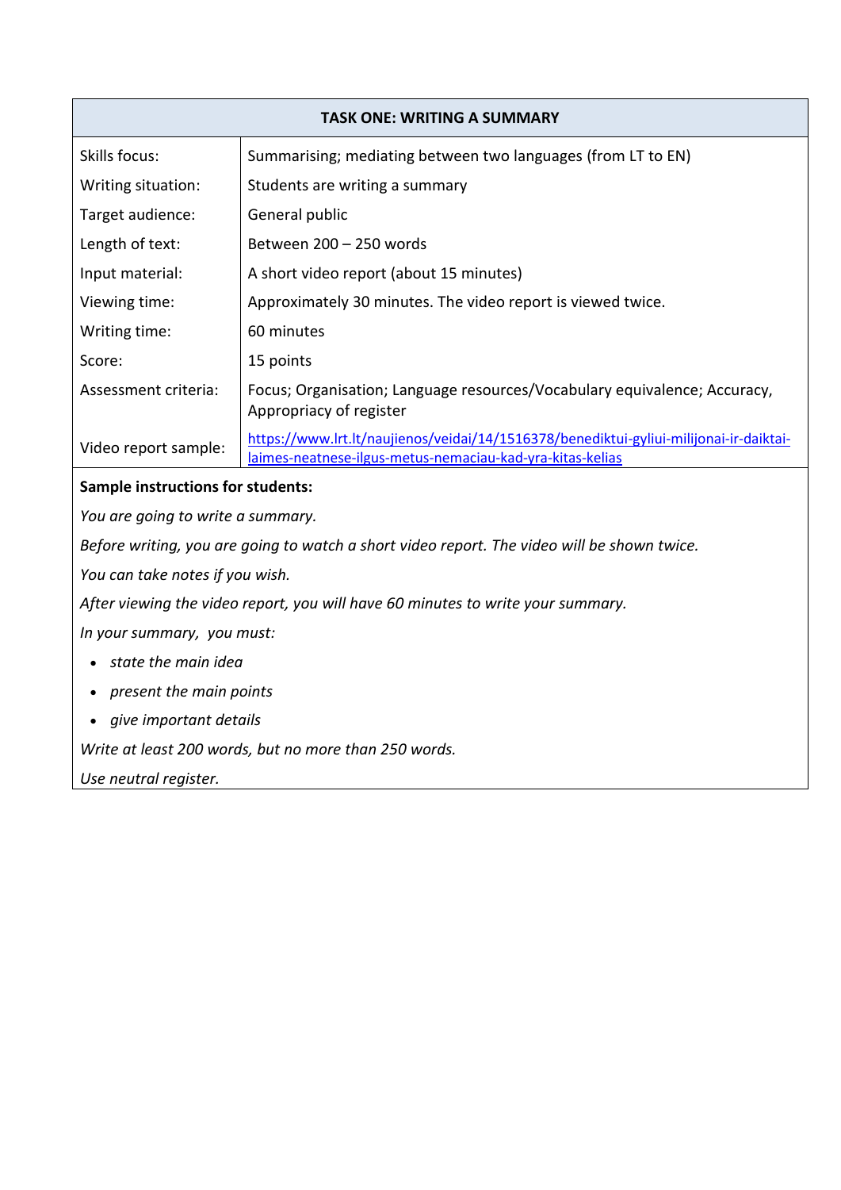| TASK ONE: WRITING A SUMMARY | |
|---|---|
| Skills focus: | Summarising; mediating between two languages (from LT to EN) |
| Writing situation: | Students are writing a summary |
| Target audience: | General public |
| Length of text: | Between 200 – 250 words |
| Input material: | A short video report (about 15 minutes) |
| Viewing time: | Approximately 30 minutes. The video report is viewed twice. |
| Writing time: | 60 minutes |
| Score: | 15 points |
| Assessment criteria: | Focus; Organisation; Language resources/Vocabulary equivalence; Accuracy, Appropriacy of register |
| Video report sample: | https://www.lrt.lt/naujienos/veidai/14/1516378/benediktui-gyliui-milijonai-ir-daiktai-laimes-neatnese-ilgus-metus-nemaciau-kad-yra-kitas-kelias |

**Sample instructions for students:**

*You are going to write a summary.*

*Before writing, you are going to watch a short video report. The video will be shown twice.*

*You can take notes if you wish.*

*After viewing the video report, you will have 60 minutes to write your summary.*

*In your summary, you must:*

- *state the main idea*
- *present the main points*
- *give important details*

*Write at least 200 words, but no more than 250 words.*

*Use neutral register.*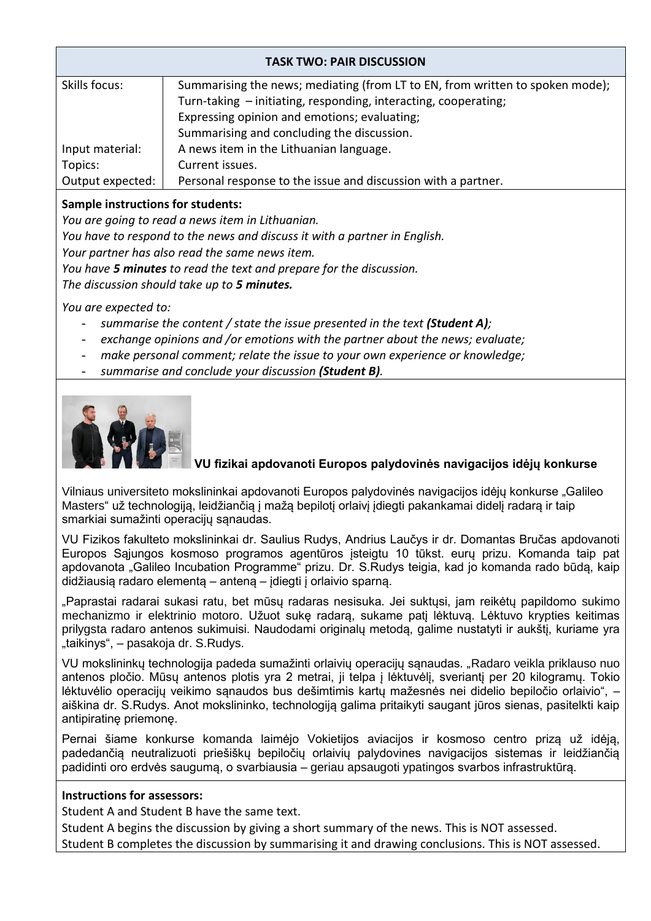## TASK TWO: PAIR DISCUSSION

| | |
|---|---|
| Skills focus: | Summarising the news; mediating (from LT to EN, from written to spoken mode); Turn-taking – initiating, responding, interacting, cooperating; Expressing opinion and emotions; evaluating; Summarising and concluding the discussion. |
| Input material: | A news item in the Lithuanian language. |
| Topics: | Current issues. |
| Output expected: | Personal response to the issue and discussion with a partner. |

**Sample instructions for students:**

*You are going to read a news item in Lithuanian.*
*You have to respond to the news and discuss it with a partner in English.*
*Your partner has also read the same news item.*
*You have **5 minutes** to read the text and prepare for the discussion.*
*The discussion should take up to **5 minutes.***

*You are expected to:*

- *summarise the content / state the issue presented in the text **(Student A)**;*
- *exchange opinions and /or emotions with the partner about the news; evaluate;*
- *make personal comment; relate the issue to your own experience or knowledge;*
- *summarise and conclude your discussion **(Student B)**.*

**VU fizikai apdovanoti Europos palydovinės navigacijos idėjų konkurse**

Vilniaus universiteto mokslininkai apdovanoti Europos palydovinės navigacijos idėjų konkurse „Galileo Masters“ už technologiją, leidžiančią į mažą bepilotį orlaivį įdiegti pakankamai didelį radarą ir taip smarkiai sumažinti operacijų sąnaudas.

VU Fizikos fakulteto mokslininkai dr. Saulius Rudys, Andrius Laučys ir dr. Domantas Bručas apdovanoti Europos Sąjungos kosmoso programos agentūros įsteigtu 10 tūkst. eurų prizu. Komanda taip pat apdovanota „Galileo Incubation Programme“ prizu. Dr. S.Rudys teigia, kad jo komanda rado būdą, kaip didžiausią radaro elementą – anteną – įdiegti į orlaivio sparną.

„Paprastai radarai sukasi ratu, bet mūsų radaras nesisuka. Jei suktųsi, jam reikėtų papildomo sukimo mechanizmo ir elektrinio motoro. Užuot sukę radarą, sukame patį lėktuvą. Lėktuvo krypties keitimas prilygsta radaro antenos sukimuisi. Naudodami originalų metodą, galime nustatyti ir aukštį, kuriame yra „taikinys“, – pasakoja dr. S.Rudys.

VU mokslininkų technologija padeda sumažinti orlaivių operacijų sąnaudas. „Radaro veikla priklauso nuo antenos pločio. Mūsų antenos plotis yra 2 metrai, ji telpa į lėktuvėlį, sveriantį per 20 kilogramų. Tokio lėktuvėlio operacijų veikimo sąnaudos bus dešimtimis kartų mažesnės nei didelio bepiločio orlaivio“, – aiškina dr. S.Rudys. Anot mokslininko, technologiją galima pritaikyti saugant jūros sienas, pasitelkti kaip antipiratinę priemonę.

Pernai šiame konkurse komanda laimėjo Vokietijos aviacijos ir kosmoso centro prizą už idėją, padedančią neutralizuoti priešiškų bepiločių orlaivių palydovines navigacijos sistemas ir leidžiančią padidinti oro erdvės saugumą, o svarbiausia – geriau apsaugoti ypatingos svarbos infrastruktūrą.

**Instructions for assessors:**

Student A and Student B have the same text.
Student A begins the discussion by giving a short summary of the news. This is NOT assessed.
Student B completes the discussion by summarising it and drawing conclusions. This is NOT assessed.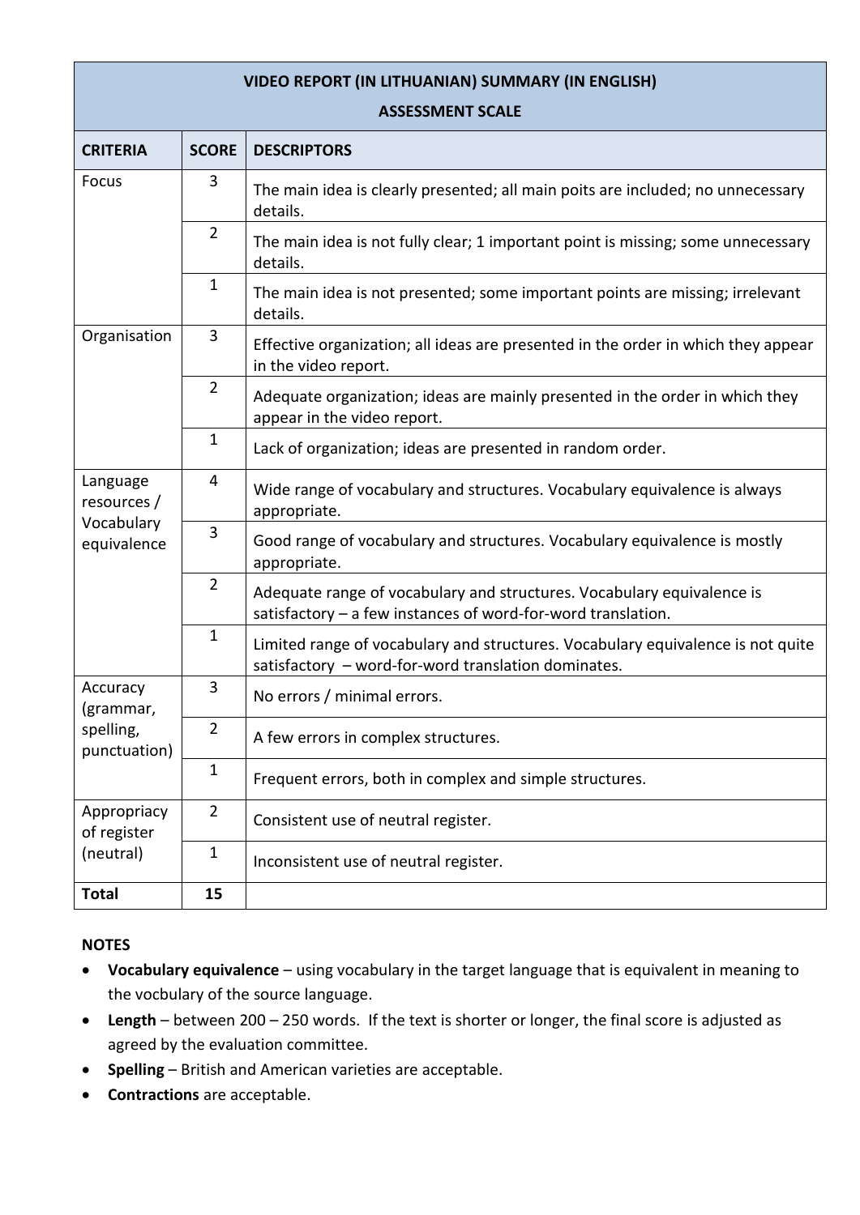| VIDEO REPORT (IN LITHUANIAN) SUMMARY (IN ENGLISH) ASSESSMENT SCALE | | |
|---|---|---|
| **CRITERIA** | **SCORE** | **DESCRIPTORS** |
| Focus | 3 | The main idea is clearly presented; all main poits are included; no unnecessary details. |
| | 2 | The main idea is not fully clear; 1 important point is missing; some unnecessary details. |
| | 1 | The main idea is not presented; some important points are missing; irrelevant details. |
| Organisation | 3 | Effective organization; all ideas are presented in the order in which they appear in the video report. |
| | 2 | Adequate organization; ideas are mainly presented in the order in which they appear in the video report. |
| | 1 | Lack of organization; ideas are presented in random order. |
| Language resources / Vocabulary equivalence | 4 | Wide range of vocabulary and structures. Vocabulary equivalence is always appropriate. |
| | 3 | Good range of vocabulary and structures. Vocabulary equivalence is mostly appropriate. |
| | 2 | Adequate range of vocabulary and structures. Vocabulary equivalence is satisfactory – a few instances of word-for-word translation. |
| | 1 | Limited range of vocabulary and structures. Vocabulary equivalence is not quite satisfactory – word-for-word translation dominates. |
| Accuracy (grammar, spelling, punctuation) | 3 | No errors / minimal errors. |
| | 2 | A few errors in complex structures. |
| | 1 | Frequent errors, both in complex and simple structures. |
| Appropriacy of register (neutral) | 2 | Consistent use of neutral register. |
| | 1 | Inconsistent use of neutral register. |
| **Total** | **15** | |

**NOTES**

- **Vocabulary equivalence** – using vocabulary in the target language that is equivalent in meaning to the vocbulary of the source language.
- **Length** – between 200 – 250 words. If the text is shorter or longer, the final score is adjusted as agreed by the evaluation committee.
- **Spelling** – British and American varieties are acceptable.
- **Contractions** are acceptable.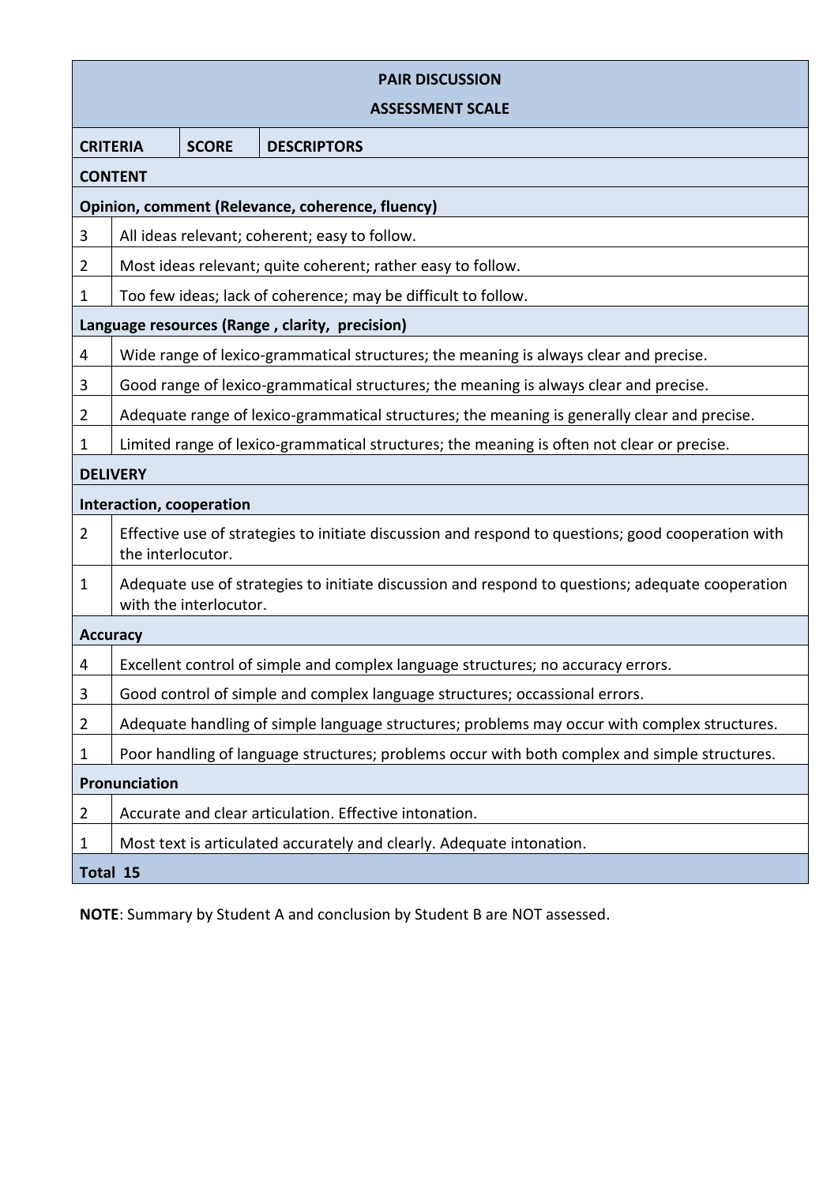| PAIR DISCUSSION<br>ASSESSMENT SCALE | |
|---|---|
| **CRITERIA** | **SCORE** / **DESCRIPTORS** |
| **CONTENT** | |
| **Opinion, comment (Relevance, coherence, fluency)** | |
| 3 | All ideas relevant; coherent; easy to follow. |
| 2 | Most ideas relevant; quite coherent; rather easy to follow. |
| 1 | Too few ideas; lack of coherence; may be difficult to follow. |
| **Language resources (Range , clarity, precision)** | |
| 4 | Wide range of lexico-grammatical structures; the meaning is always clear and precise. |
| 3 | Good range of lexico-grammatical structures; the meaning is always clear and precise. |
| 2 | Adequate range of lexico-grammatical structures; the meaning is generally clear and precise. |
| 1 | Limited range of lexico-grammatical structures; the meaning is often not clear or precise. |
| **DELIVERY** | |
| **Interaction, cooperation** | |
| 2 | Effective use of strategies to initiate discussion and respond to questions; good cooperation with the interlocutor. |
| 1 | Adequate use of strategies to initiate discussion and respond to questions; adequate cooperation with the interlocutor. |
| **Accuracy** | |
| 4 | Excellent control of simple and complex language structures; no accuracy errors. |
| 3 | Good control of simple and complex language structures; occassional errors. |
| 2 | Adequate handling of simple language structures; problems may occur with complex structures. |
| 1 | Poor handling of language structures; problems occur with both complex and simple structures. |
| **Pronunciation** | |
| 2 | Accurate and clear articulation. Effective intonation. |
| 1 | Most text is articulated accurately and clearly. Adequate intonation. |
| **Total 15** | |

**NOTE**: Summary by Student A and conclusion by Student B are NOT assessed.